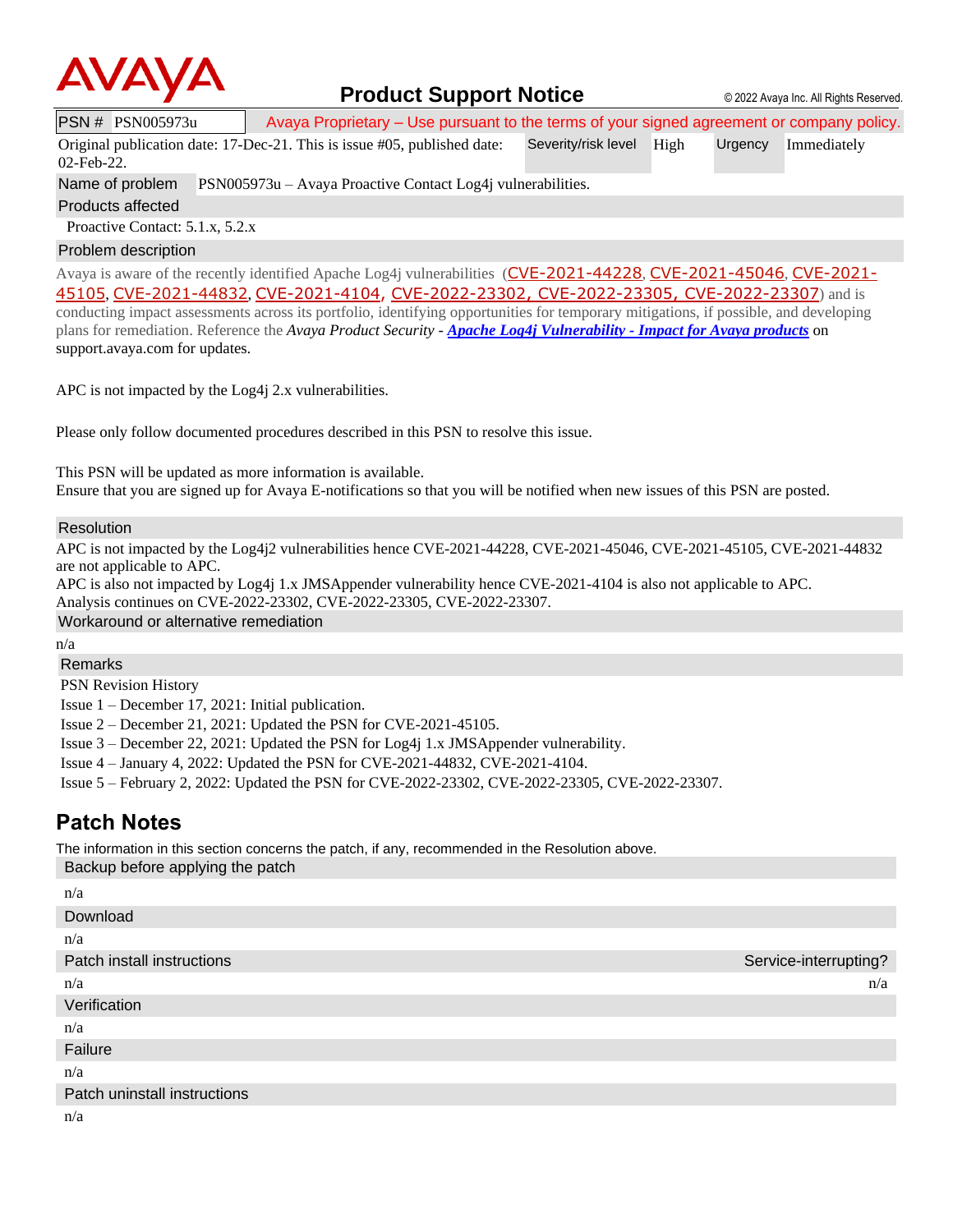**AVAYA** **Product Support Notice** © 2022 Avaya Inc. All Rights Reserved.

| PSN # PSN005973u | Avaya Proprietary – Use pursuant to the terms of your signed agreement or company policy. | | | |
|---|---|---|---|---|
| Original publication date: 17-Dec-21. This is issue #05, published date: 02-Feb-22. | Severity/risk level | High | Urgency | Immediately |

**Name of problem** PSN005973u – Avaya Proactive Contact Log4j vulnerabilities.

**Products affected**

Proactive Contact: 5.1.x, 5.2.x

**Problem description**

Avaya is aware of the recently identified Apache Log4j vulnerabilities (CVE-2021-44228, CVE-2021-45046, CVE-2021-45105, CVE-2021-44832, CVE-2021-4104, CVE-2022-23302, CVE-2022-23305, CVE-2022-23307) and is conducting impact assessments across its portfolio, identifying opportunities for temporary mitigations, if possible, and developing plans for remediation. Reference the *Avaya Product Security* - ***Apache Log4j Vulnerability - Impact for Avaya products*** on support.avaya.com for updates.

APC is not impacted by the Log4j 2.x vulnerabilities.

Please only follow documented procedures described in this PSN to resolve this issue.

This PSN will be updated as more information is available.
Ensure that you are signed up for Avaya E-notifications so that you will be notified when new issues of this PSN are posted.

**Resolution**

APC is not impacted by the Log4j2 vulnerabilities hence CVE-2021-44228, CVE-2021-45046, CVE-2021-45105, CVE-2021-44832 are not applicable to APC.
APC is also not impacted by Log4j 1.x JMSAppender vulnerability hence CVE-2021-4104 is also not applicable to APC.
Analysis continues on CVE-2022-23302, CVE-2022-23305, CVE-2022-23307.

**Workaround or alternative remediation**

n/a

**Remarks**

PSN Revision History
Issue 1 – December 17, 2021: Initial publication.
Issue 2 – December 21, 2021: Updated the PSN for CVE-2021-45105.
Issue 3 – December 22, 2021: Updated the PSN for Log4j 1.x JMSAppender vulnerability.
Issue 4 – January 4, 2022: Updated the PSN for CVE-2021-44832, CVE-2021-4104.
Issue 5 – February 2, 2022: Updated the PSN for CVE-2022-23302, CVE-2022-23305, CVE-2022-23307.

## Patch Notes

The information in this section concerns the patch, if any, recommended in the Resolution above.

**Backup before applying the patch**

n/a

**Download**

n/a

| Patch install instructions | Service-interrupting? |
|---|---|
| n/a | n/a |

**Verification**

n/a

**Failure**

n/a

**Patch uninstall instructions**

n/a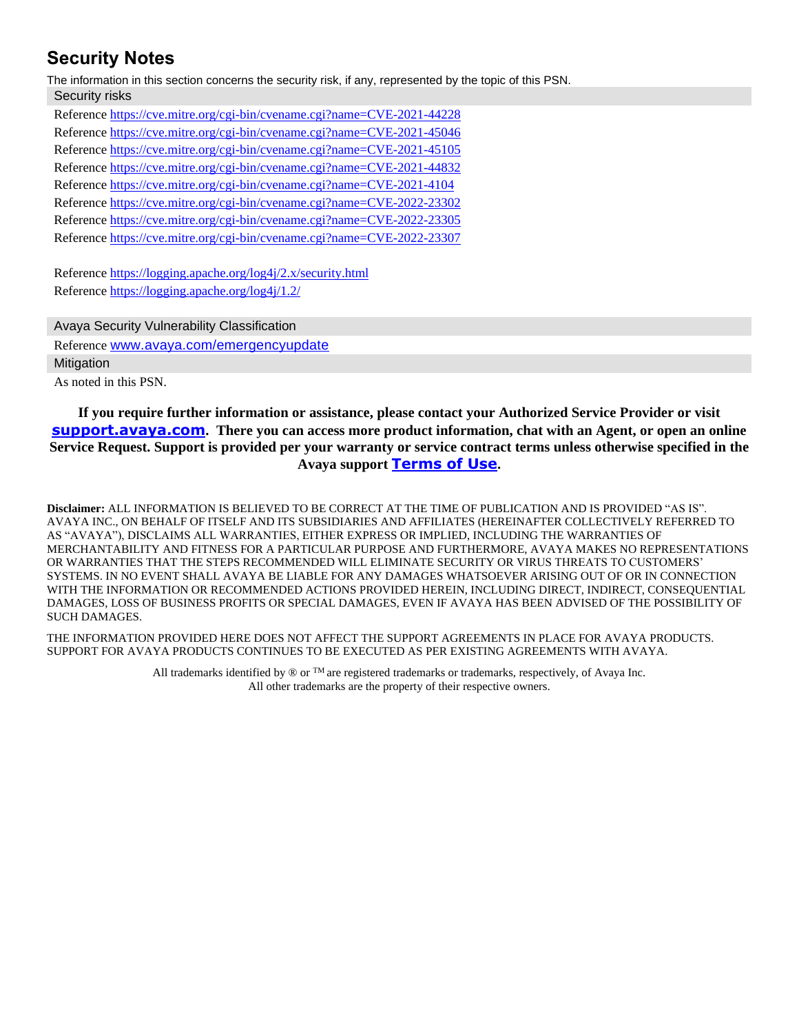## Security Notes

The information in this section concerns the security risk, if any, represented by the topic of this PSN.

**Security risks**

Reference https://cve.mitre.org/cgi-bin/cvename.cgi?name=CVE-2021-44228
Reference https://cve.mitre.org/cgi-bin/cvename.cgi?name=CVE-2021-45046
Reference https://cve.mitre.org/cgi-bin/cvename.cgi?name=CVE-2021-45105
Reference https://cve.mitre.org/cgi-bin/cvename.cgi?name=CVE-2021-44832
Reference https://cve.mitre.org/cgi-bin/cvename.cgi?name=CVE-2021-4104
Reference https://cve.mitre.org/cgi-bin/cvename.cgi?name=CVE-2022-23302
Reference https://cve.mitre.org/cgi-bin/cvename.cgi?name=CVE-2022-23305
Reference https://cve.mitre.org/cgi-bin/cvename.cgi?name=CVE-2022-23307

Reference https://logging.apache.org/log4j/2.x/security.html
Reference https://logging.apache.org/log4j/1.2/

**Avaya Security Vulnerability Classification**

Reference www.avaya.com/emergencyupdate

**Mitigation**

As noted in this PSN.

**If you require further information or assistance, please contact your Authorized Service Provider or visit support.avaya.com. There you can access more product information, chat with an Agent, or open an online Service Request. Support is provided per your warranty or service contract terms unless otherwise specified in the Avaya support Terms of Use.**

**Disclaimer:** ALL INFORMATION IS BELIEVED TO BE CORRECT AT THE TIME OF PUBLICATION AND IS PROVIDED "AS IS". AVAYA INC., ON BEHALF OF ITSELF AND ITS SUBSIDIARIES AND AFFILIATES (HEREINAFTER COLLECTIVELY REFERRED TO AS "AVAYA"), DISCLAIMS ALL WARRANTIES, EITHER EXPRESS OR IMPLIED, INCLUDING THE WARRANTIES OF MERCHANTABILITY AND FITNESS FOR A PARTICULAR PURPOSE AND FURTHERMORE, AVAYA MAKES NO REPRESENTATIONS OR WARRANTIES THAT THE STEPS RECOMMENDED WILL ELIMINATE SECURITY OR VIRUS THREATS TO CUSTOMERS' SYSTEMS. IN NO EVENT SHALL AVAYA BE LIABLE FOR ANY DAMAGES WHATSOEVER ARISING OUT OF OR IN CONNECTION WITH THE INFORMATION OR RECOMMENDED ACTIONS PROVIDED HEREIN, INCLUDING DIRECT, INDIRECT, CONSEQUENTIAL DAMAGES, LOSS OF BUSINESS PROFITS OR SPECIAL DAMAGES, EVEN IF AVAYA HAS BEEN ADVISED OF THE POSSIBILITY OF SUCH DAMAGES.

THE INFORMATION PROVIDED HERE DOES NOT AFFECT THE SUPPORT AGREEMENTS IN PLACE FOR AVAYA PRODUCTS. SUPPORT FOR AVAYA PRODUCTS CONTINUES TO BE EXECUTED AS PER EXISTING AGREEMENTS WITH AVAYA.

All trademarks identified by ® or ™ are registered trademarks or trademarks, respectively, of Avaya Inc.
All other trademarks are the property of their respective owners.